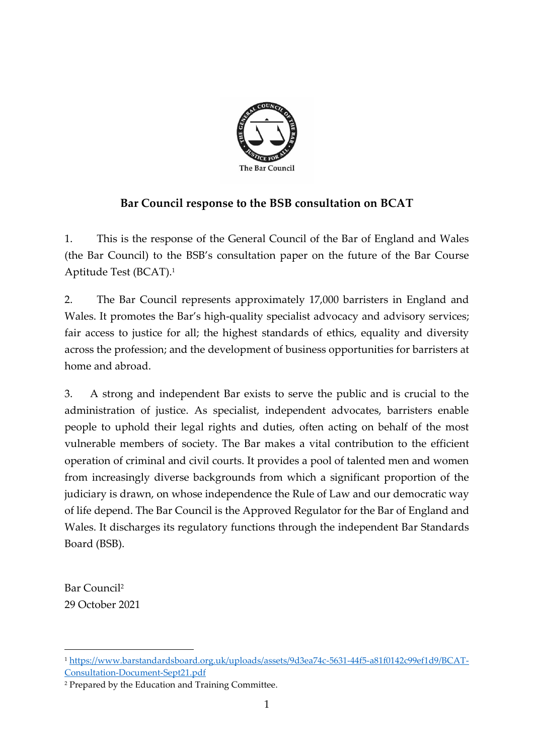The Bar Council

## Bar Council response to the BSB consultation on BCAT

1. This is the response of the General Council of the Bar of England and Wales (the Bar Council) to the BSB's consultation paper on the future of the Bar Course Aptitude Test (BCAT).[1]

2. The Bar Council represents approximately 17,000 barristers in England and Wales. It promotes the Bar's high-quality specialist advocacy and advisory services; fair access to justice for all; the highest standards of ethics, equality and diversity across the profession; and the development of business opportunities for barristers at home and abroad.

3. A strong and independent Bar exists to serve the public and is crucial to the administration of justice. As specialist, independent advocates, barristers enable people to uphold their legal rights and duties, often acting on behalf of the most vulnerable members of society. The Bar makes a vital contribution to the efficient operation of criminal and civil courts. It provides a pool of talented men and women from increasingly diverse backgrounds from which a significant proportion of the judiciary is drawn, on whose independence the Rule of Law and our democratic way of life depend. The Bar Council is the Approved Regulator for the Bar of England and Wales. It discharges its regulatory functions through the independent Bar Standards Board (BSB).

Bar Council[2]
29 October 2021

---

[1] https://www.barstandardsboard.org.uk/uploads/assets/9d3ea74c-5631-44f5-a81f0142c99ef1d9/BCAT-Consultation-Document-Sept21.pdf

[2] Prepared by the Education and Training Committee.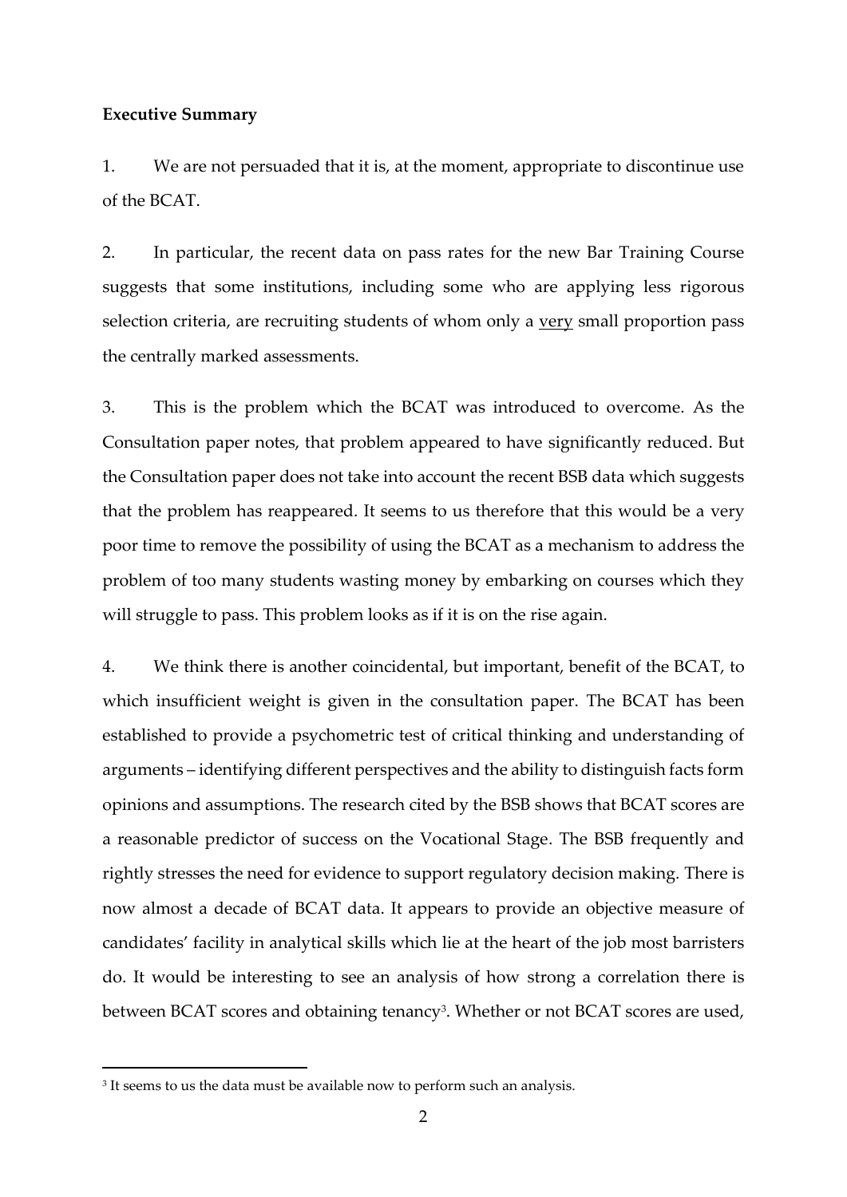**Executive Summary**

1. We are not persuaded that it is, at the moment, appropriate to discontinue use of the BCAT.

2. In particular, the recent data on pass rates for the new Bar Training Course suggests that some institutions, including some who are applying less rigorous selection criteria, are recruiting students of whom only a <u>very</u> small proportion pass the centrally marked assessments.

3. This is the problem which the BCAT was introduced to overcome. As the Consultation paper notes, that problem appeared to have significantly reduced. But the Consultation paper does not take into account the recent BSB data which suggests that the problem has reappeared. It seems to us therefore that this would be a very poor time to remove the possibility of using the BCAT as a mechanism to address the problem of too many students wasting money by embarking on courses which they will struggle to pass. This problem looks as if it is on the rise again.

4. We think there is another coincidental, but important, benefit of the BCAT, to which insufficient weight is given in the consultation paper. The BCAT has been established to provide a psychometric test of critical thinking and understanding of arguments – identifying different perspectives and the ability to distinguish facts form opinions and assumptions. The research cited by the BSB shows that BCAT scores are a reasonable predictor of success on the Vocational Stage. The BSB frequently and rightly stresses the need for evidence to support regulatory decision making. There is now almost a decade of BCAT data. It appears to provide an objective measure of candidates' facility in analytical skills which lie at the heart of the job most barristers do. It would be interesting to see an analysis of how strong a correlation there is between BCAT scores and obtaining tenancy[3]. Whether or not BCAT scores are used,

[3] It seems to us the data must be available now to perform such an analysis.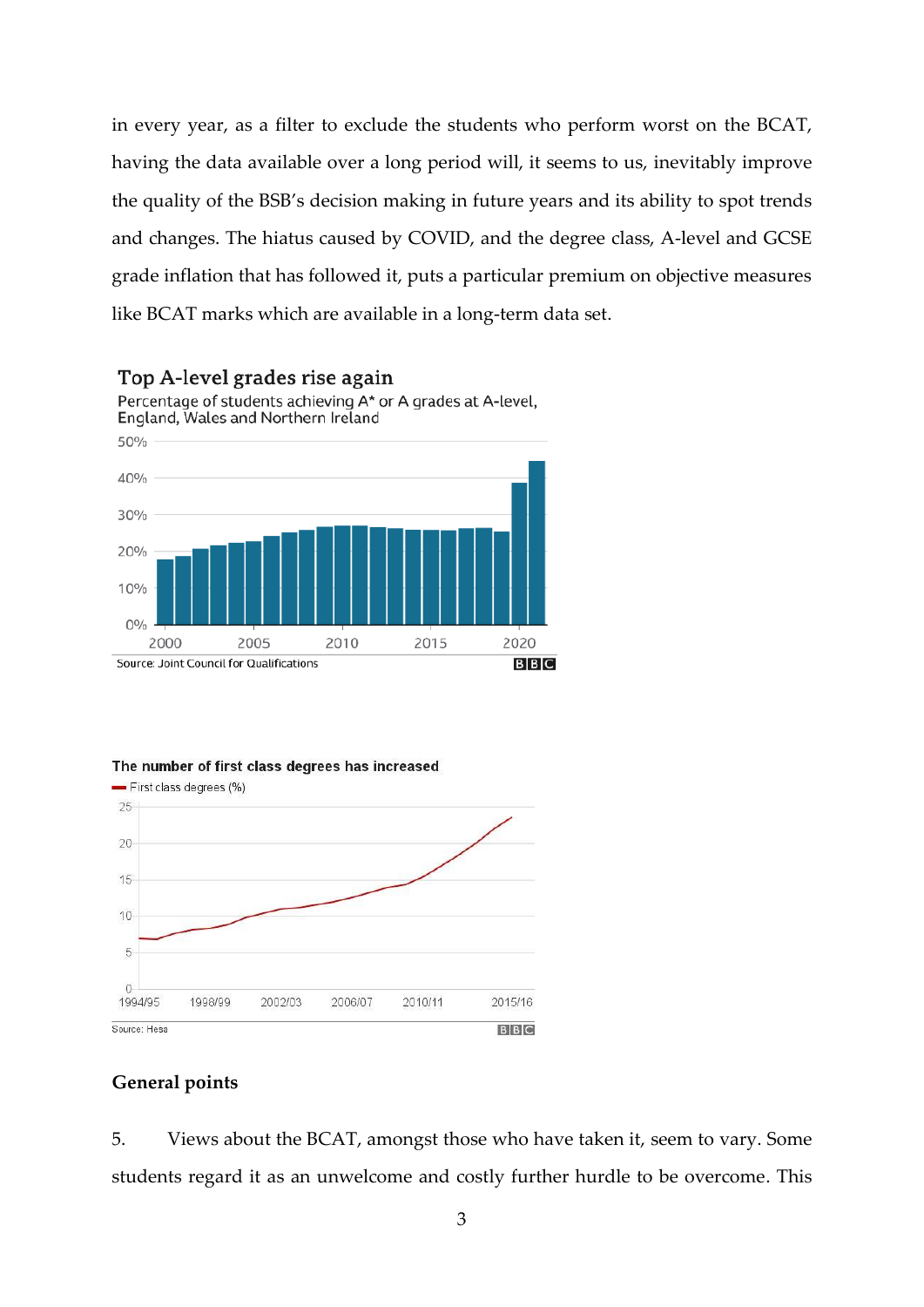in every year, as a filter to exclude the students who perform worst on the BCAT, having the data available over a long period will, it seems to us, inevitably improve the quality of the BSB's decision making in future years and its ability to spot trends and changes. The hiatus caused by COVID, and the degree class, A-level and GCSE grade inflation that has followed it, puts a particular premium on objective measures like BCAT marks which are available in a long-term data set.

**Top A-level grades rise again**

Percentage of students achieving A* or A grades at A-level, England, Wales and Northern Ireland

Source: Joint Council for Qualifications

**The number of first class degrees has increased**

First class degrees (%)

Source: Hesa

## General points

5. Views about the BCAT, amongst those who have taken it, seem to vary. Some students regard it as an unwelcome and costly further hurdle to be overcome. This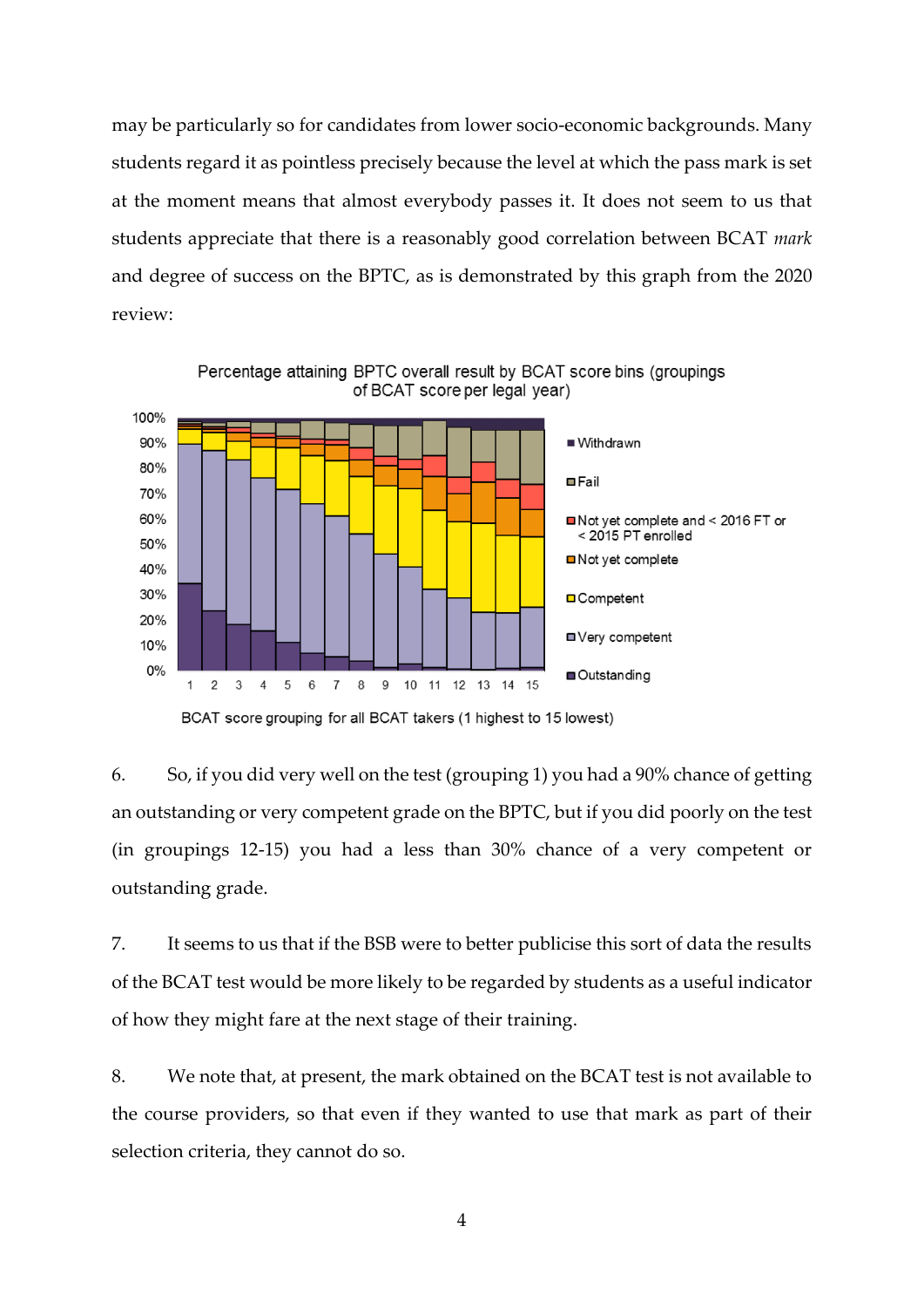may be particularly so for candidates from lower socio-economic backgrounds. Many students regard it as pointless precisely because the level at which the pass mark is set at the moment means that almost everybody passes it. It does not seem to us that students appreciate that there is a reasonably good correlation between BCAT *mark* and degree of success on the BPTC, as is demonstrated by this graph from the 2020 review:

Percentage attaining BPTC overall result by BCAT score bins (groupings of BCAT score per legal year)

BCAT score grouping for all BCAT takers (1 highest to 15 lowest)

6. So, if you did very well on the test (grouping 1) you had a 90% chance of getting an outstanding or very competent grade on the BPTC, but if you did poorly on the test (in groupings 12-15) you had a less than 30% chance of a very competent or outstanding grade.

7. It seems to us that if the BSB were to better publicise this sort of data the results of the BCAT test would be more likely to be regarded by students as a useful indicator of how they might fare at the next stage of their training.

8. We note that, at present, the mark obtained on the BCAT test is not available to the course providers, so that even if they wanted to use that mark as part of their selection criteria, they cannot do so.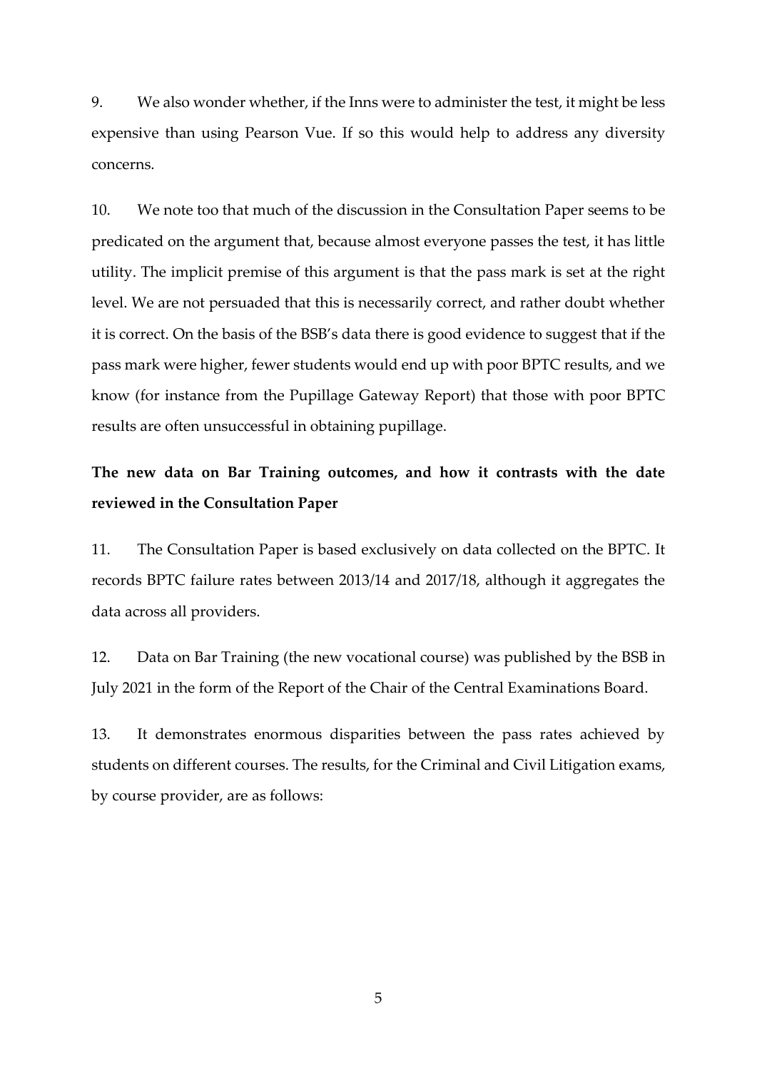9. We also wonder whether, if the Inns were to administer the test, it might be less expensive than using Pearson Vue. If so this would help to address any diversity concerns.

10. We note too that much of the discussion in the Consultation Paper seems to be predicated on the argument that, because almost everyone passes the test, it has little utility. The implicit premise of this argument is that the pass mark is set at the right level. We are not persuaded that this is necessarily correct, and rather doubt whether it is correct. On the basis of the BSB's data there is good evidence to suggest that if the pass mark were higher, fewer students would end up with poor BPTC results, and we know (for instance from the Pupillage Gateway Report) that those with poor BPTC results are often unsuccessful in obtaining pupillage.

**The new data on Bar Training outcomes, and how it contrasts with the date reviewed in the Consultation Paper**

11. The Consultation Paper is based exclusively on data collected on the BPTC. It records BPTC failure rates between 2013/14 and 2017/18, although it aggregates the data across all providers.

12. Data on Bar Training (the new vocational course) was published by the BSB in July 2021 in the form of the Report of the Chair of the Central Examinations Board.

13. It demonstrates enormous disparities between the pass rates achieved by students on different courses. The results, for the Criminal and Civil Litigation exams, by course provider, are as follows: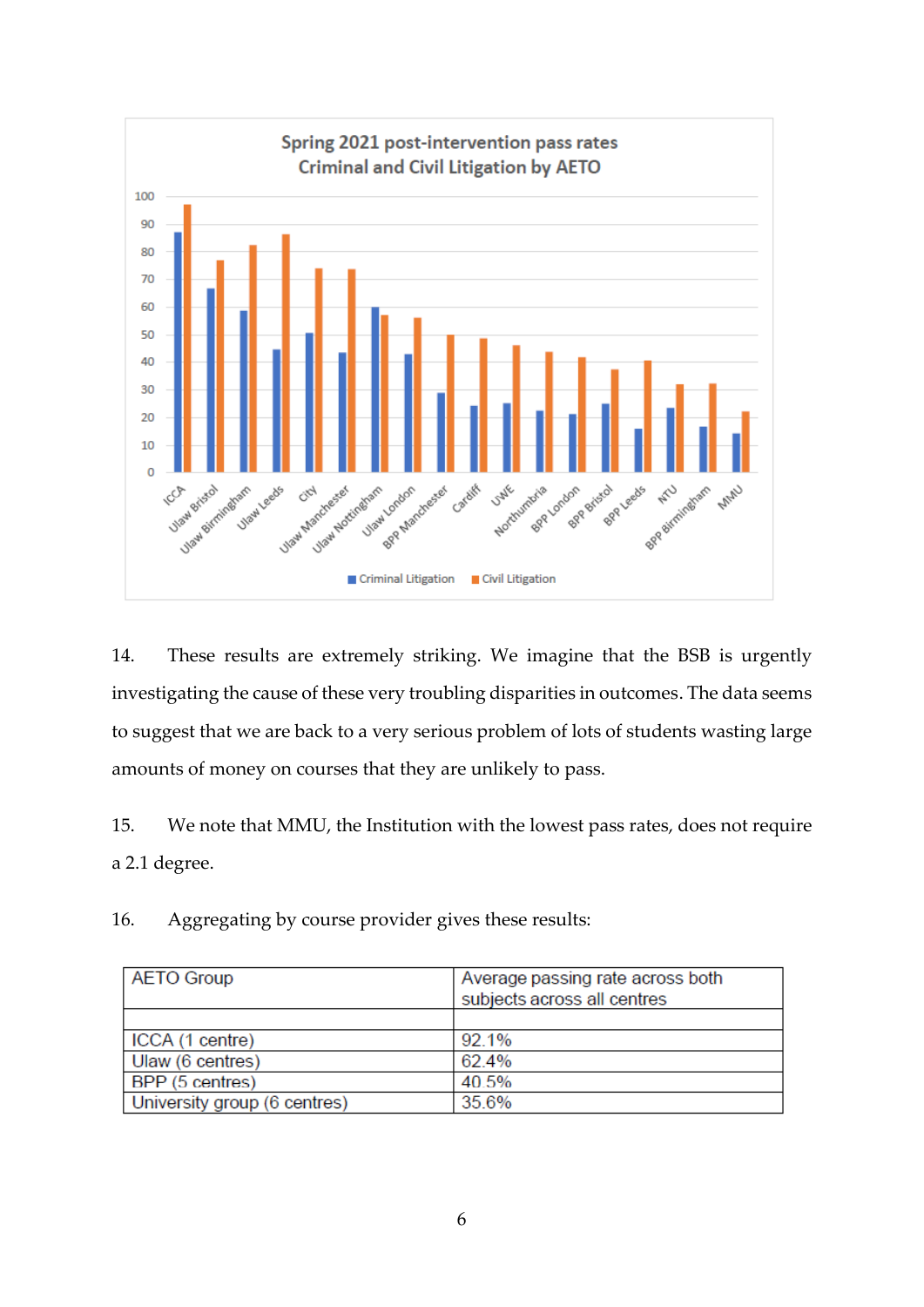Spring 2021 post-intervention pass rates
Criminal and Civil Litigation by AETO

14. These results are extremely striking. We imagine that the BSB is urgently investigating the cause of these very troubling disparities in outcomes. The data seems to suggest that we are back to a very serious problem of lots of students wasting large amounts of money on courses that they are unlikely to pass.

15. We note that MMU, the Institution with the lowest pass rates, does not require a 2.1 degree.

16. Aggregating by course provider gives these results:

| AETO Group | Average passing rate across both subjects across all centres |
|---|---|
| | |
| ICCA (1 centre) | 92.1% |
| Ulaw (6 centres) | 62.4% |
| BPP (5 centres) | 40.5% |
| University group (6 centres) | 35.6% |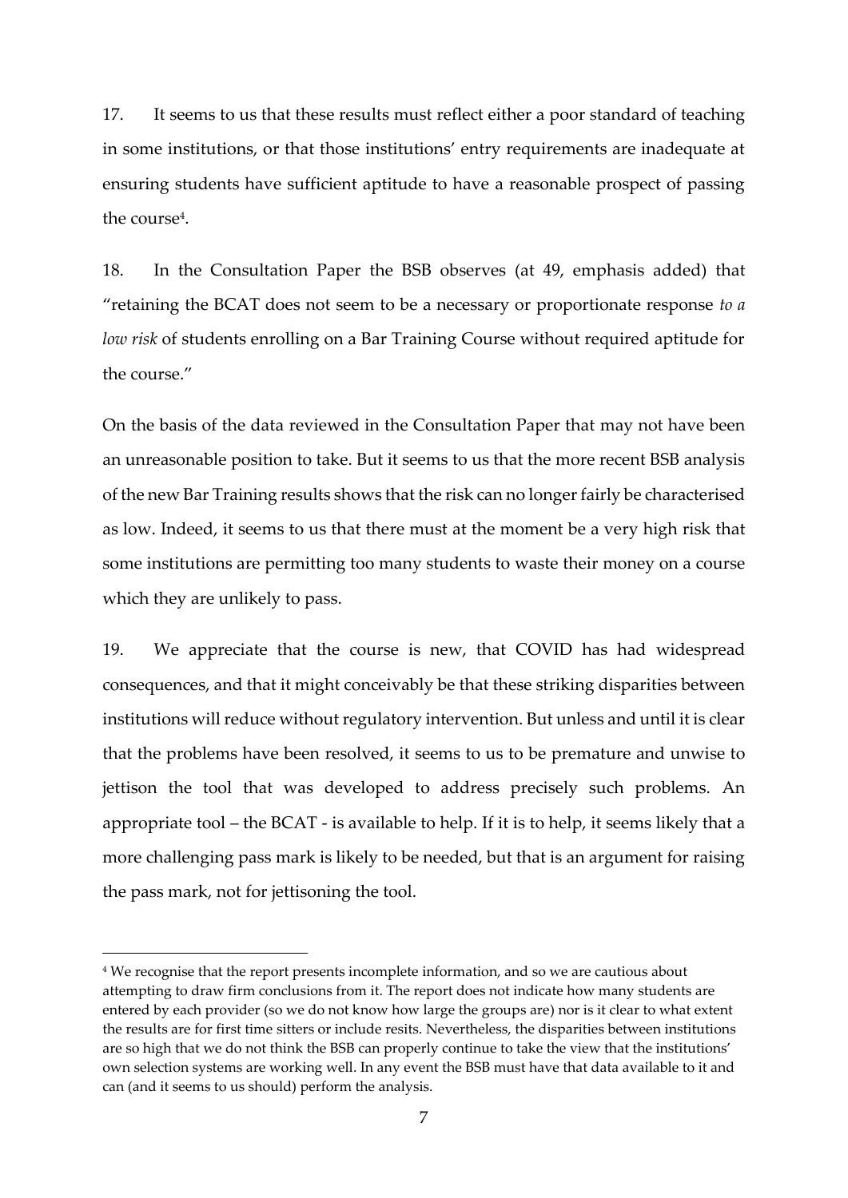17. It seems to us that these results must reflect either a poor standard of teaching in some institutions, or that those institutions' entry requirements are inadequate at ensuring students have sufficient aptitude to have a reasonable prospect of passing the course[4].

18. In the Consultation Paper the BSB observes (at 49, emphasis added) that "retaining the BCAT does not seem to be a necessary or proportionate response *to a low risk* of students enrolling on a Bar Training Course without required aptitude for the course."

On the basis of the data reviewed in the Consultation Paper that may not have been an unreasonable position to take. But it seems to us that the more recent BSB analysis of the new Bar Training results shows that the risk can no longer fairly be characterised as low. Indeed, it seems to us that there must at the moment be a very high risk that some institutions are permitting too many students to waste their money on a course which they are unlikely to pass.

19. We appreciate that the course is new, that COVID has had widespread consequences, and that it might conceivably be that these striking disparities between institutions will reduce without regulatory intervention. But unless and until it is clear that the problems have been resolved, it seems to us to be premature and unwise to jettison the tool that was developed to address precisely such problems. An appropriate tool – the BCAT - is available to help. If it is to help, it seems likely that a more challenging pass mark is likely to be needed, but that is an argument for raising the pass mark, not for jettisoning the tool.

---

[4] We recognise that the report presents incomplete information, and so we are cautious about attempting to draw firm conclusions from it. The report does not indicate how many students are entered by each provider (so we do not know how large the groups are) nor is it clear to what extent the results are for first time sitters or include resits. Nevertheless, the disparities between institutions are so high that we do not think the BSB can properly continue to take the view that the institutions' own selection systems are working well. In any event the BSB must have that data available to it and can (and it seems to us should) perform the analysis.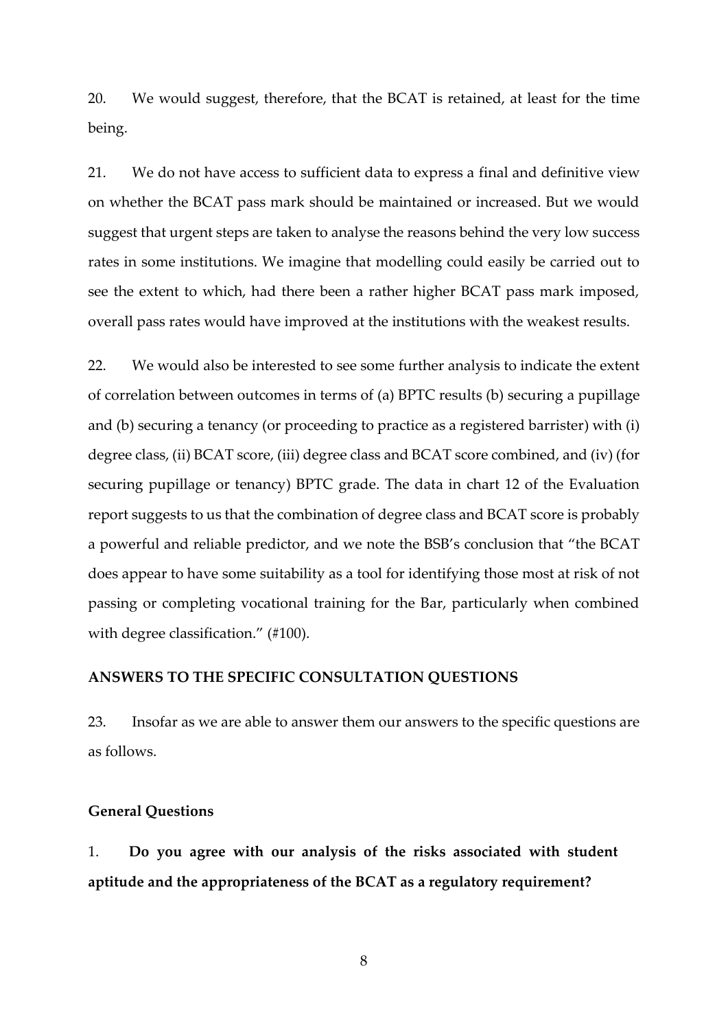20. We would suggest, therefore, that the BCAT is retained, at least for the time being.

21. We do not have access to sufficient data to express a final and definitive view on whether the BCAT pass mark should be maintained or increased. But we would suggest that urgent steps are taken to analyse the reasons behind the very low success rates in some institutions. We imagine that modelling could easily be carried out to see the extent to which, had there been a rather higher BCAT pass mark imposed, overall pass rates would have improved at the institutions with the weakest results.

22. We would also be interested to see some further analysis to indicate the extent of correlation between outcomes in terms of (a) BPTC results (b) securing a pupillage and (b) securing a tenancy (or proceeding to practice as a registered barrister) with (i) degree class, (ii) BCAT score, (iii) degree class and BCAT score combined, and (iv) (for securing pupillage or tenancy) BPTC grade. The data in chart 12 of the Evaluation report suggests to us that the combination of degree class and BCAT score is probably a powerful and reliable predictor, and we note the BSB's conclusion that "the BCAT does appear to have some suitability as a tool for identifying those most at risk of not passing or completing vocational training for the Bar, particularly when combined with degree classification." (#100).

## ANSWERS TO THE SPECIFIC CONSULTATION QUESTIONS

23. Insofar as we are able to answer them our answers to the specific questions are as follows.

### General Questions

1. **Do you agree with our analysis of the risks associated with student aptitude and the appropriateness of the BCAT as a regulatory requirement?**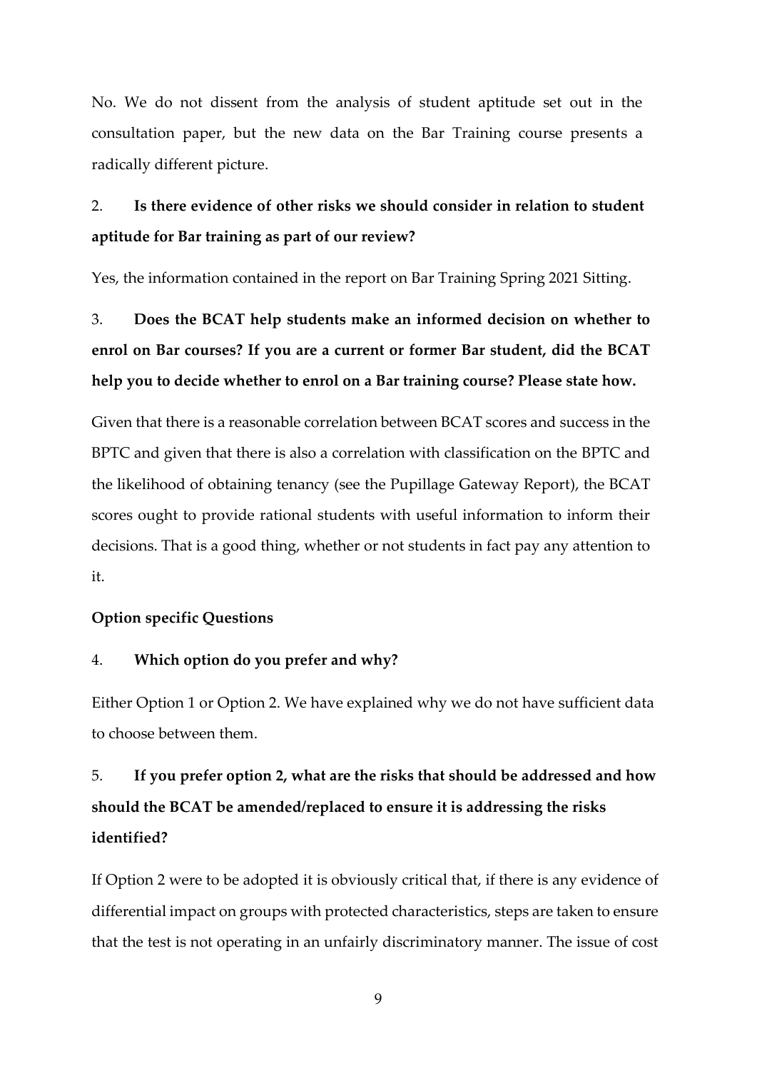No. We do not dissent from the analysis of student aptitude set out in the consultation paper, but the new data on the Bar Training course presents a radically different picture.

2. **Is there evidence of other risks we should consider in relation to student aptitude for Bar training as part of our review?**

Yes, the information contained in the report on Bar Training Spring 2021 Sitting.

3. **Does the BCAT help students make an informed decision on whether to enrol on Bar courses? If you are a current or former Bar student, did the BCAT help you to decide whether to enrol on a Bar training course? Please state how.**

Given that there is a reasonable correlation between BCAT scores and success in the BPTC and given that there is also a correlation with classification on the BPTC and the likelihood of obtaining tenancy (see the Pupillage Gateway Report), the BCAT scores ought to provide rational students with useful information to inform their decisions. That is a good thing, whether or not students in fact pay any attention to it.

**Option specific Questions**

4. **Which option do you prefer and why?**

Either Option 1 or Option 2. We have explained why we do not have sufficient data to choose between them.

5. **If you prefer option 2, what are the risks that should be addressed and how should the BCAT be amended/replaced to ensure it is addressing the risks identified?**

If Option 2 were to be adopted it is obviously critical that, if there is any evidence of differential impact on groups with protected characteristics, steps are taken to ensure that the test is not operating in an unfairly discriminatory manner. The issue of cost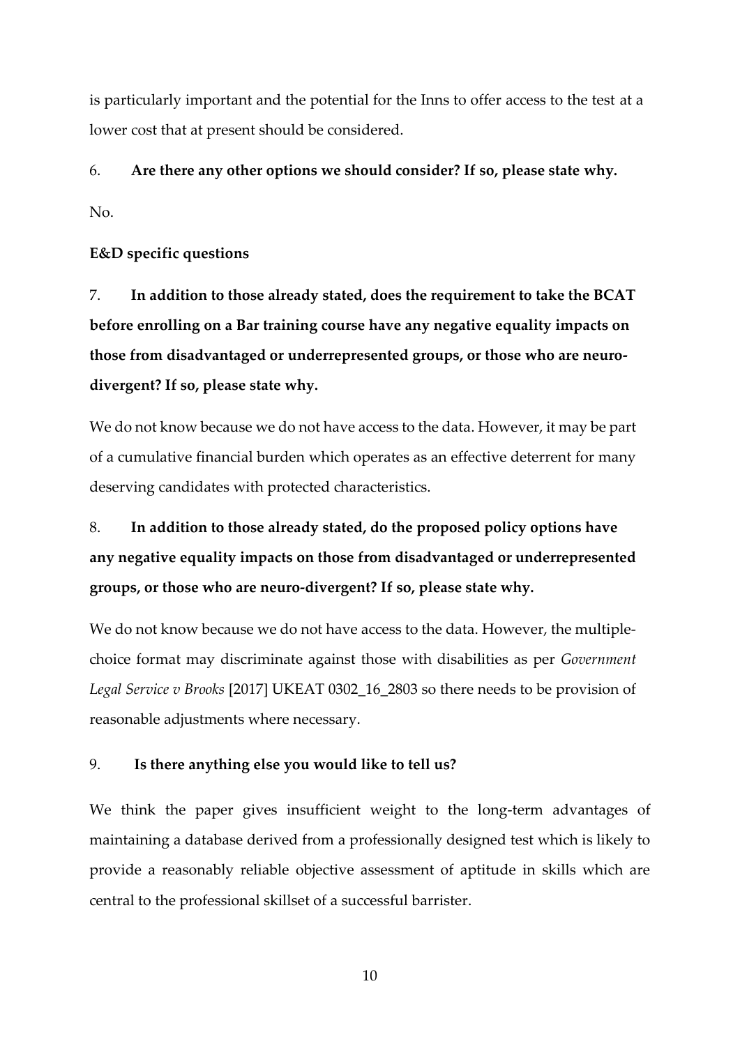is particularly important and the potential for the Inns to offer access to the test at a lower cost that at present should be considered.

6. **Are there any other options we should consider? If so, please state why.**

No.

**E&D specific questions**

7. **In addition to those already stated, does the requirement to take the BCAT before enrolling on a Bar training course have any negative equality impacts on those from disadvantaged or underrepresented groups, or those who are neuro-divergent? If so, please state why.**

We do not know because we do not have access to the data. However, it may be part of a cumulative financial burden which operates as an effective deterrent for many deserving candidates with protected characteristics.

8. **In addition to those already stated, do the proposed policy options have any negative equality impacts on those from disadvantaged or underrepresented groups, or those who are neuro-divergent? If so, please state why.**

We do not know because we do not have access to the data. However, the multiple-choice format may discriminate against those with disabilities as per *Government Legal Service v Brooks* [2017] UKEAT 0302_16_2803 so there needs to be provision of reasonable adjustments where necessary.

9. **Is there anything else you would like to tell us?**

We think the paper gives insufficient weight to the long-term advantages of maintaining a database derived from a professionally designed test which is likely to provide a reasonably reliable objective assessment of aptitude in skills which are central to the professional skillset of a successful barrister.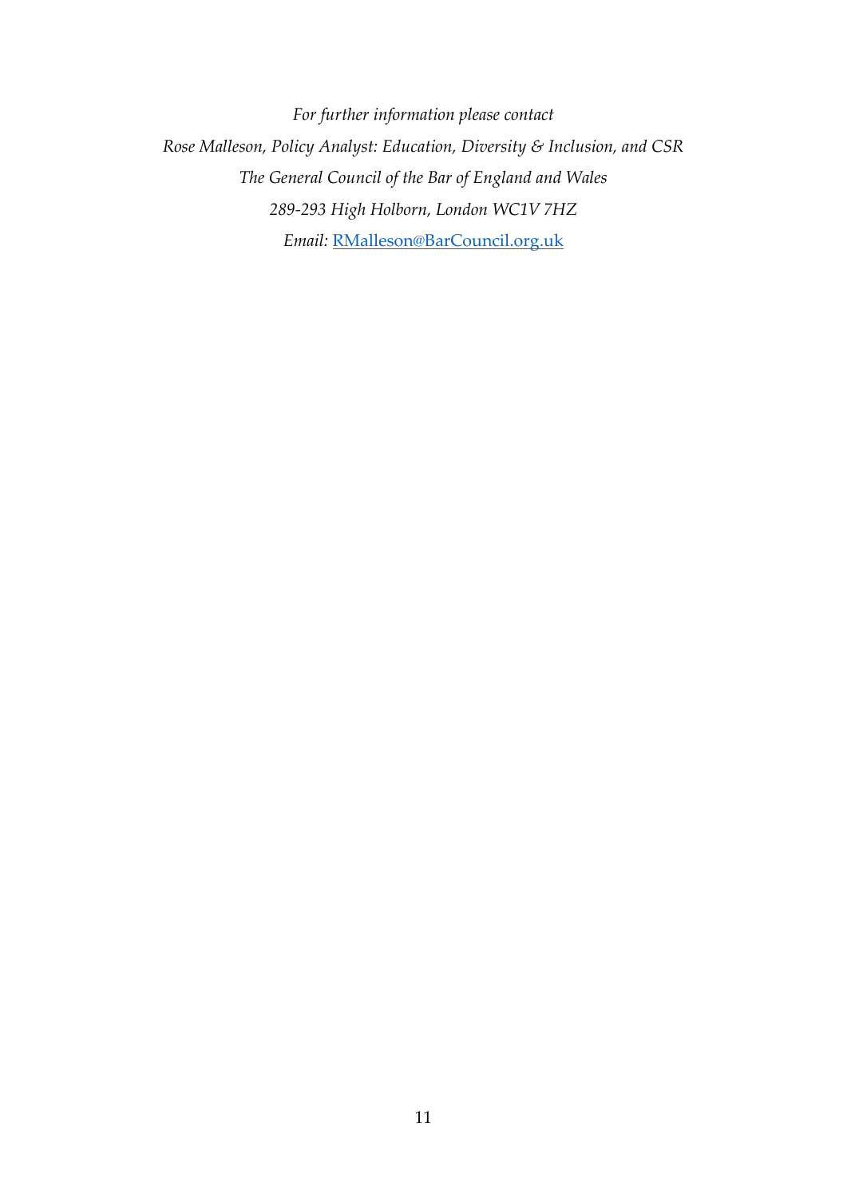*For further information please contact*

*Rose Malleson, Policy Analyst: Education, Diversity & Inclusion, and CSR*

*The General Council of the Bar of England and Wales*

*289-293 High Holborn, London WC1V 7HZ*

*Email:* RMalleson@BarCouncil.org.uk